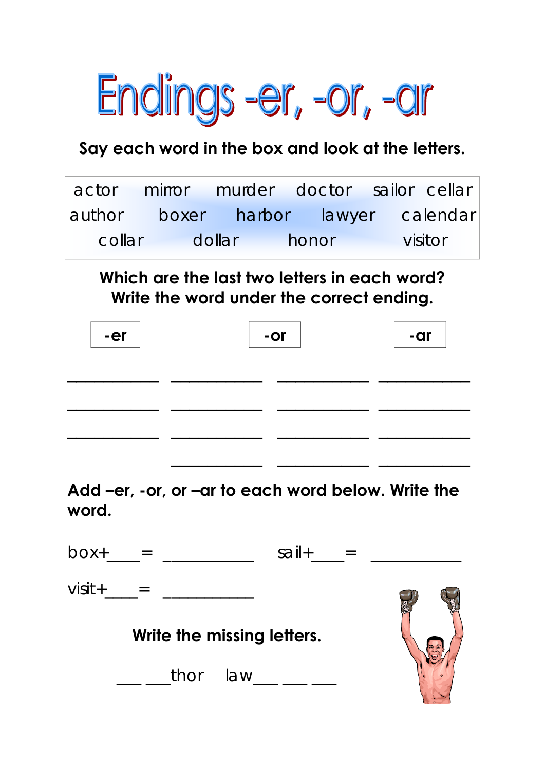# Endings -er, -or, -ar

**Say each word in the box and look at the letters.**

| | | | | | |
|---|---|---|---|---|---|
| actor | mirror | murder | doctor | sailor | cellar |
| author | boxer | harbor | lawyer | calendar | |
| collar | dollar | honor | visitor | | |

**Which are the last two letters in each word? Write the word under the correct ending.**

| -er | -or | -ar |
|---|---|---|

___________ ___________ ___________ ___________

___________ ___________ ___________ ___________

___________ ___________ ___________ ___________

___________ ___________ ___________

**Add –er, -or, or –ar to each word below. Write the word.**

box+____= ___________ sail+____= ___________

visit+____= ___________

**Write the missing letters.**

___ ___thor law___ ___ ___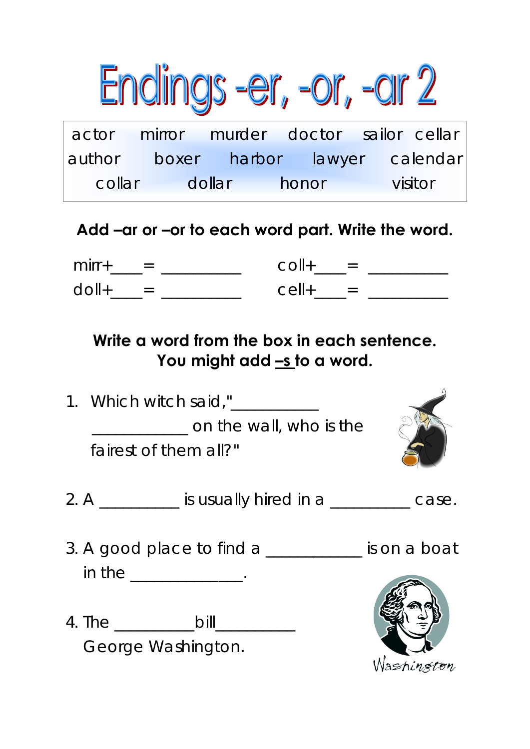# Endings -er, -or, -ar 2

| | | | | |
|---|---|---|---|---|
| actor | mirror | murder | doctor | sailor cellar |
| author | boxer | harbor | lawyer | calendar |
| collar | dollar | honor | visitor | |

**Add –ar or –or to each word part. Write the word.**

mirr+____= __________        coll+____= __________

doll+____= __________        cell+____= __________

**Write a word from the box in each sentence.**
**You might add –s to a word.**

1. Which witch said,"___________ ____________ on the wall, who is the fairest of them all?"

2. A __________ is usually hired in a __________ case.

3. A good place to find a ____________ is on a boat in the ______________.

4. The __________bill__________ George Washington.

Washington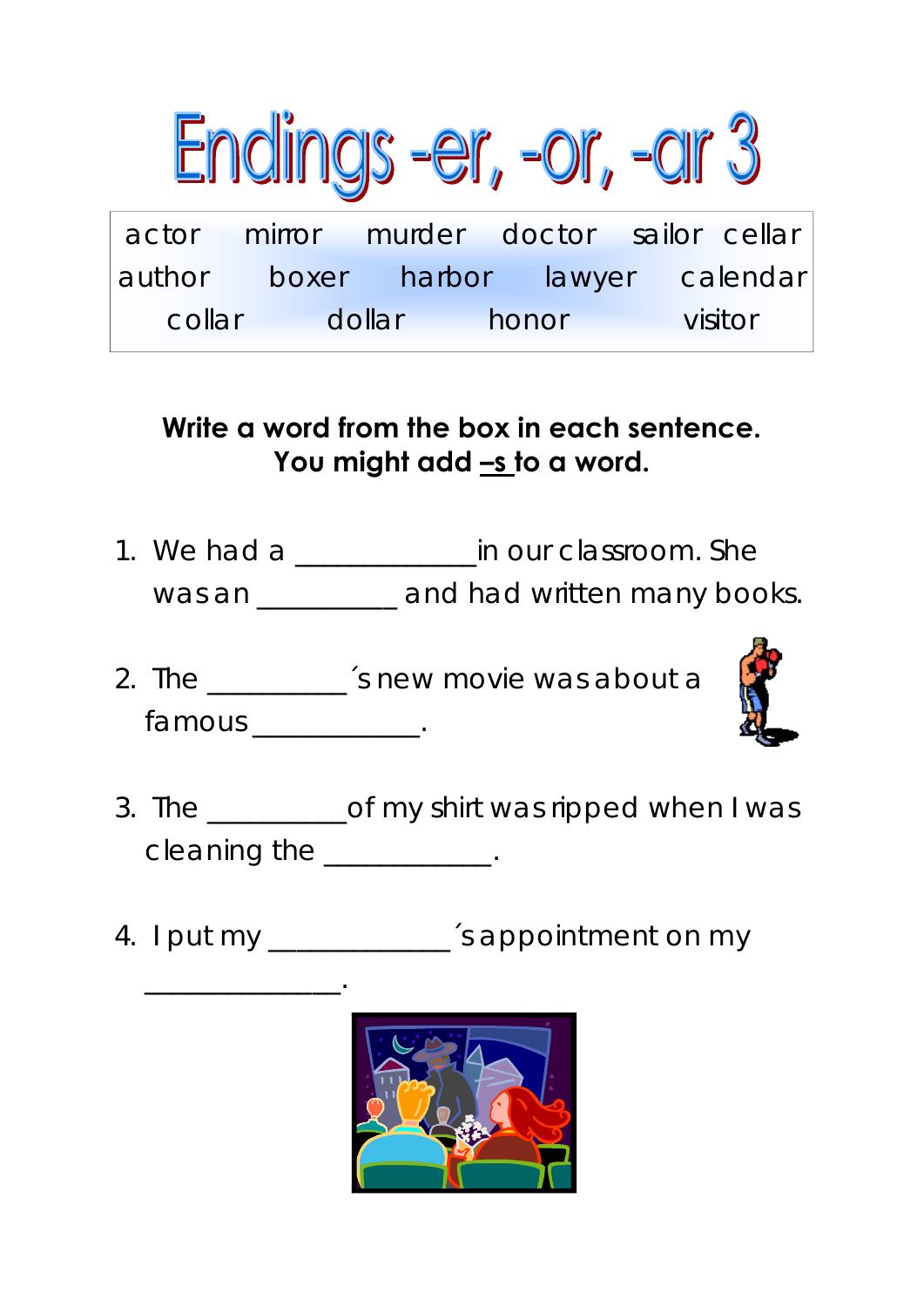# Endings -er, -or, -ar 3

| | | | | |
|---|---|---|---|---|
| actor | mirror | murder | doctor | sailor cellar |
| author | boxer | harbor | lawyer | calendar |
| collar | dollar | honor | | visitor |

**Write a word from the box in each sentence. You might add –s to a word.**

1. We had a ____________ in our classroom. She was an _________ and had written many books.

2. The _________´s new movie was about a famous ___________.

3. The _________ of my shirt was ripped when I was cleaning the ___________.

4. I put my ____________´s appointment on my _____________.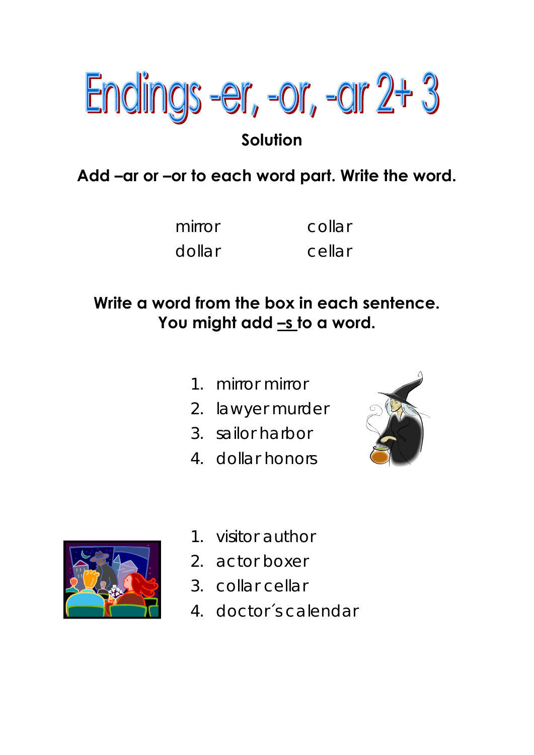# Endings -er, -or, -ar 2+ 3

**Solution**

**Add –ar or –or to each word part. Write the word.**

| | |
|---|---|
| mirror | collar |
| dollar | cellar |

**Write a word from the box in each sentence.**
**You might add –s to a word.**

1. mirror mirror
2. lawyer murder
3. sailor harbor
4. dollar honors

1. visitor author
2. actor boxer
3. collar cellar
4. doctor´s calendar